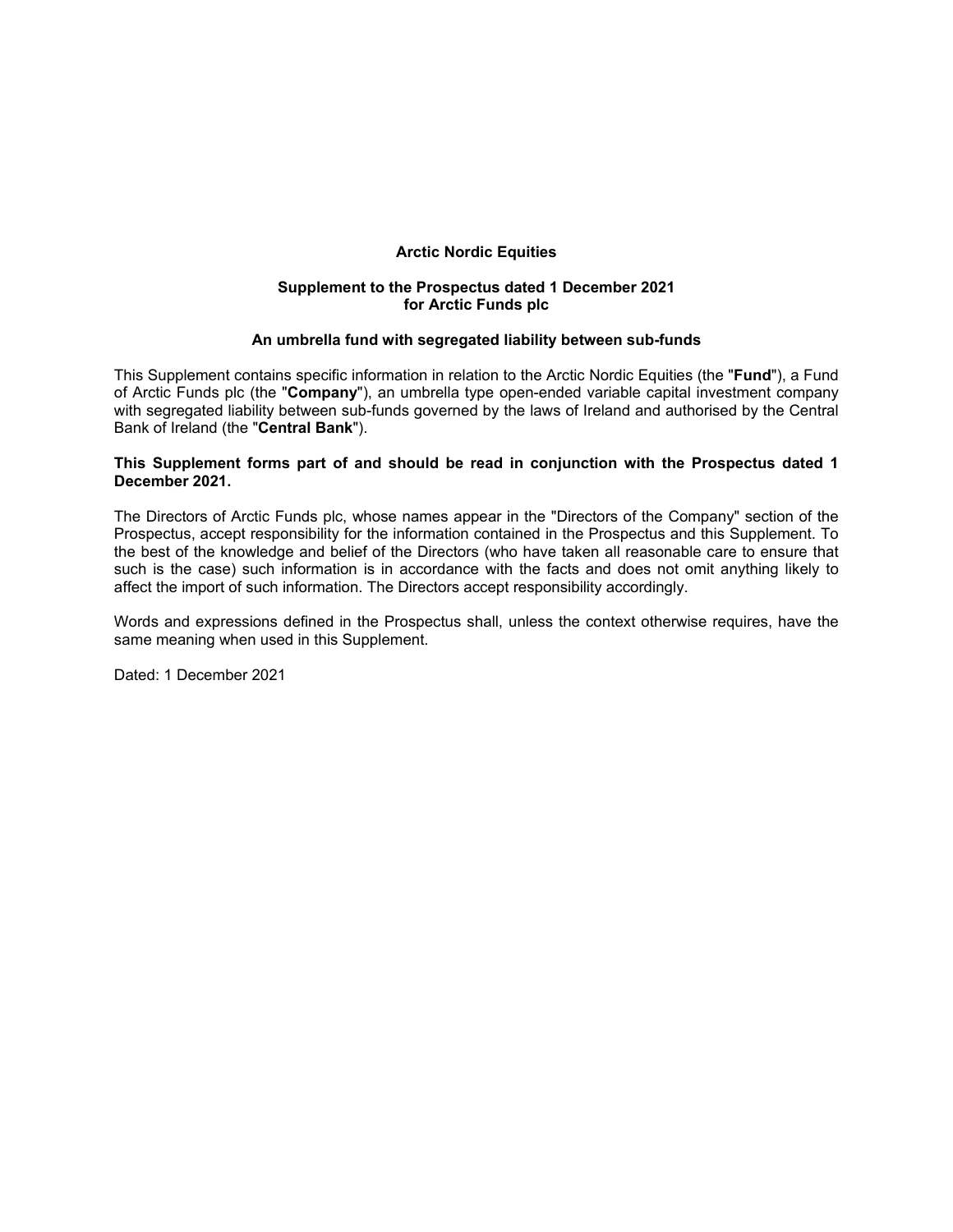# Arctic Nordic Equities

## Supplement to the Prospectus dated 1 December 2021 for Arctic Funds plc

### An umbrella fund with segregated liability between sub-funds

This Supplement contains specific information in relation to the Arctic Nordic Equities (the "**Fund**"), a Fund of Arctic Funds plc (the "**Company**"), an umbrella type open-ended variable capital investment company with segregated liability between sub-funds governed by the laws of Ireland and authorised by the Central Bank of Ireland (the "**Central Bank**").

**This Supplement forms part of and should be read in conjunction with the Prospectus dated 1 December 2021.**

The Directors of Arctic Funds plc, whose names appear in the "Directors of the Company" section of the Prospectus, accept responsibility for the information contained in the Prospectus and this Supplement. To the best of the knowledge and belief of the Directors (who have taken all reasonable care to ensure that such is the case) such information is in accordance with the facts and does not omit anything likely to affect the import of such information. The Directors accept responsibility accordingly.

Words and expressions defined in the Prospectus shall, unless the context otherwise requires, have the same meaning when used in this Supplement.

Dated: 1 December 2021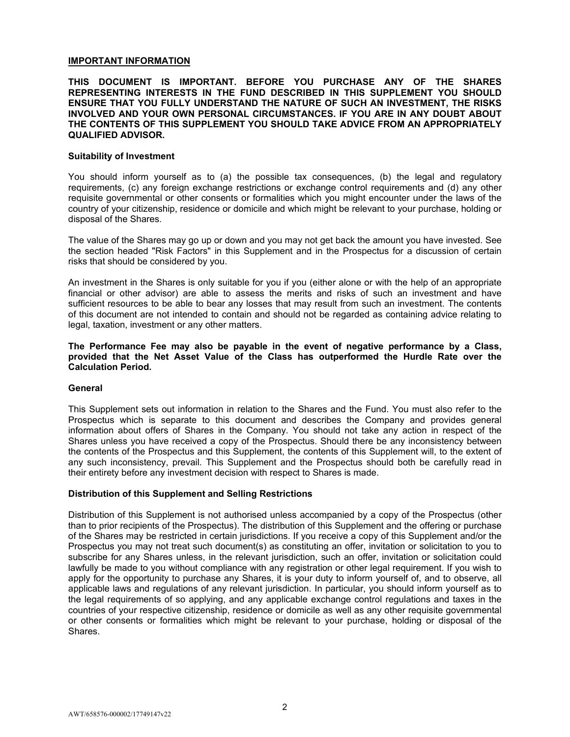## IMPORTANT INFORMATION

**THIS DOCUMENT IS IMPORTANT. BEFORE YOU PURCHASE ANY OF THE SHARES REPRESENTING INTERESTS IN THE FUND DESCRIBED IN THIS SUPPLEMENT YOU SHOULD ENSURE THAT YOU FULLY UNDERSTAND THE NATURE OF SUCH AN INVESTMENT, THE RISKS INVOLVED AND YOUR OWN PERSONAL CIRCUMSTANCES. IF YOU ARE IN ANY DOUBT ABOUT THE CONTENTS OF THIS SUPPLEMENT YOU SHOULD TAKE ADVICE FROM AN APPROPRIATELY QUALIFIED ADVISOR.**

### Suitability of Investment

You should inform yourself as to (a) the possible tax consequences, (b) the legal and regulatory requirements, (c) any foreign exchange restrictions or exchange control requirements and (d) any other requisite governmental or other consents or formalities which you might encounter under the laws of the country of your citizenship, residence or domicile and which might be relevant to your purchase, holding or disposal of the Shares.

The value of the Shares may go up or down and you may not get back the amount you have invested. See the section headed "Risk Factors" in this Supplement and in the Prospectus for a discussion of certain risks that should be considered by you.

An investment in the Shares is only suitable for you if you (either alone or with the help of an appropriate financial or other advisor) are able to assess the merits and risks of such an investment and have sufficient resources to be able to bear any losses that may result from such an investment. The contents of this document are not intended to contain and should not be regarded as containing advice relating to legal, taxation, investment or any other matters.

**The Performance Fee may also be payable in the event of negative performance by a Class, provided that the Net Asset Value of the Class has outperformed the Hurdle Rate over the Calculation Period.**

### General

This Supplement sets out information in relation to the Shares and the Fund. You must also refer to the Prospectus which is separate to this document and describes the Company and provides general information about offers of Shares in the Company. You should not take any action in respect of the Shares unless you have received a copy of the Prospectus. Should there be any inconsistency between the contents of the Prospectus and this Supplement, the contents of this Supplement will, to the extent of any such inconsistency, prevail. This Supplement and the Prospectus should both be carefully read in their entirety before any investment decision with respect to Shares is made.

### Distribution of this Supplement and Selling Restrictions

Distribution of this Supplement is not authorised unless accompanied by a copy of the Prospectus (other than to prior recipients of the Prospectus). The distribution of this Supplement and the offering or purchase of the Shares may be restricted in certain jurisdictions. If you receive a copy of this Supplement and/or the Prospectus you may not treat such document(s) as constituting an offer, invitation or solicitation to you to subscribe for any Shares unless, in the relevant jurisdiction, such an offer, invitation or solicitation could lawfully be made to you without compliance with any registration or other legal requirement. If you wish to apply for the opportunity to purchase any Shares, it is your duty to inform yourself of, and to observe, all applicable laws and regulations of any relevant jurisdiction. In particular, you should inform yourself as to the legal requirements of so applying, and any applicable exchange control regulations and taxes in the countries of your respective citizenship, residence or domicile as well as any other requisite governmental or other consents or formalities which might be relevant to your purchase, holding or disposal of the Shares.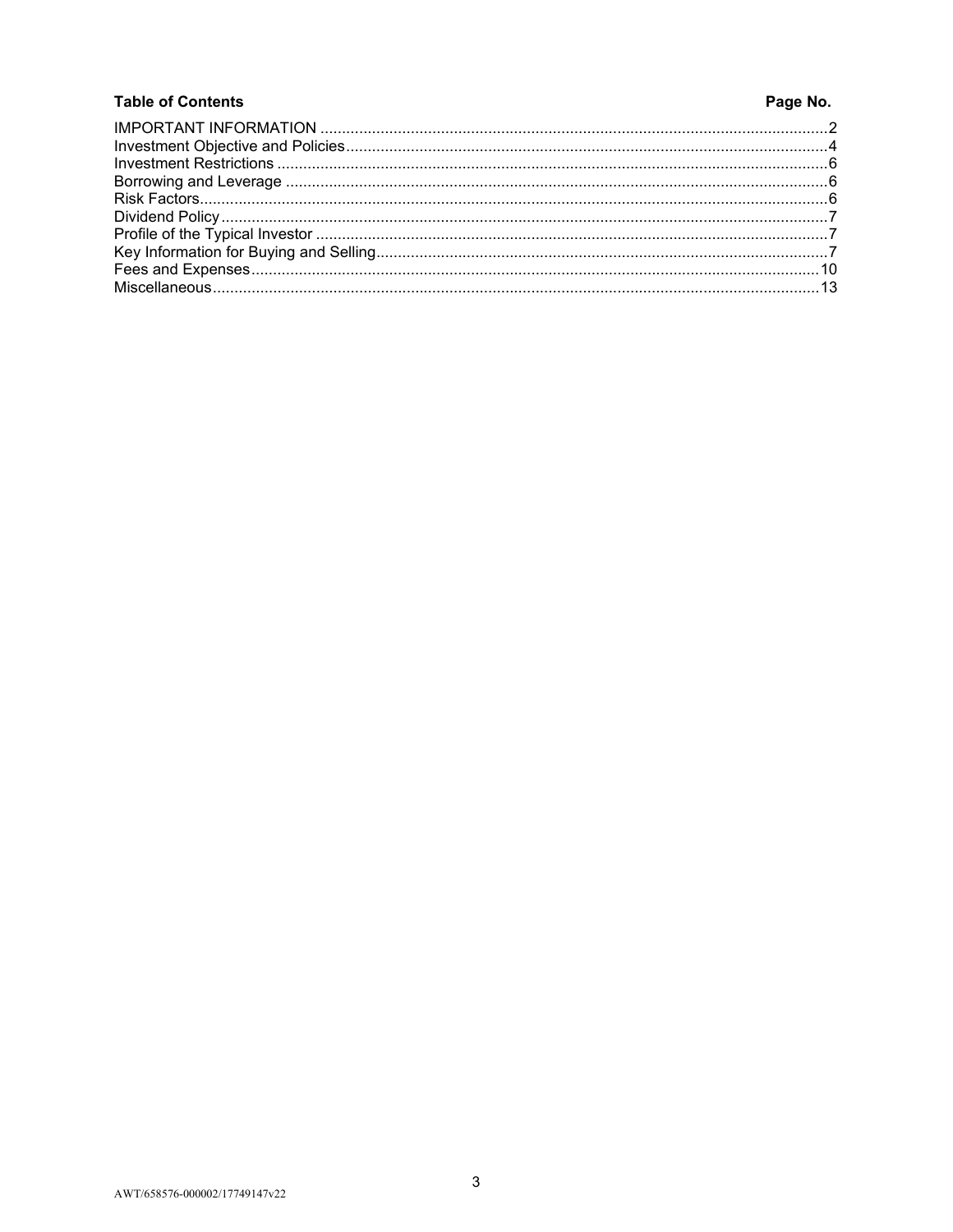| Table of Contents | Page No. |
| --- | --- |
| IMPORTANT INFORMATION | 2 |
| Investment Objective and Policies | 4 |
| Investment Restrictions | 6 |
| Borrowing and Leverage | 6 |
| Risk Factors | 6 |
| Dividend Policy | 7 |
| Profile of the Typical Investor | 7 |
| Key Information for Buying and Selling | 7 |
| Fees and Expenses | 10 |
| Miscellaneous | 13 |

AWT/658576-000002/17749147v22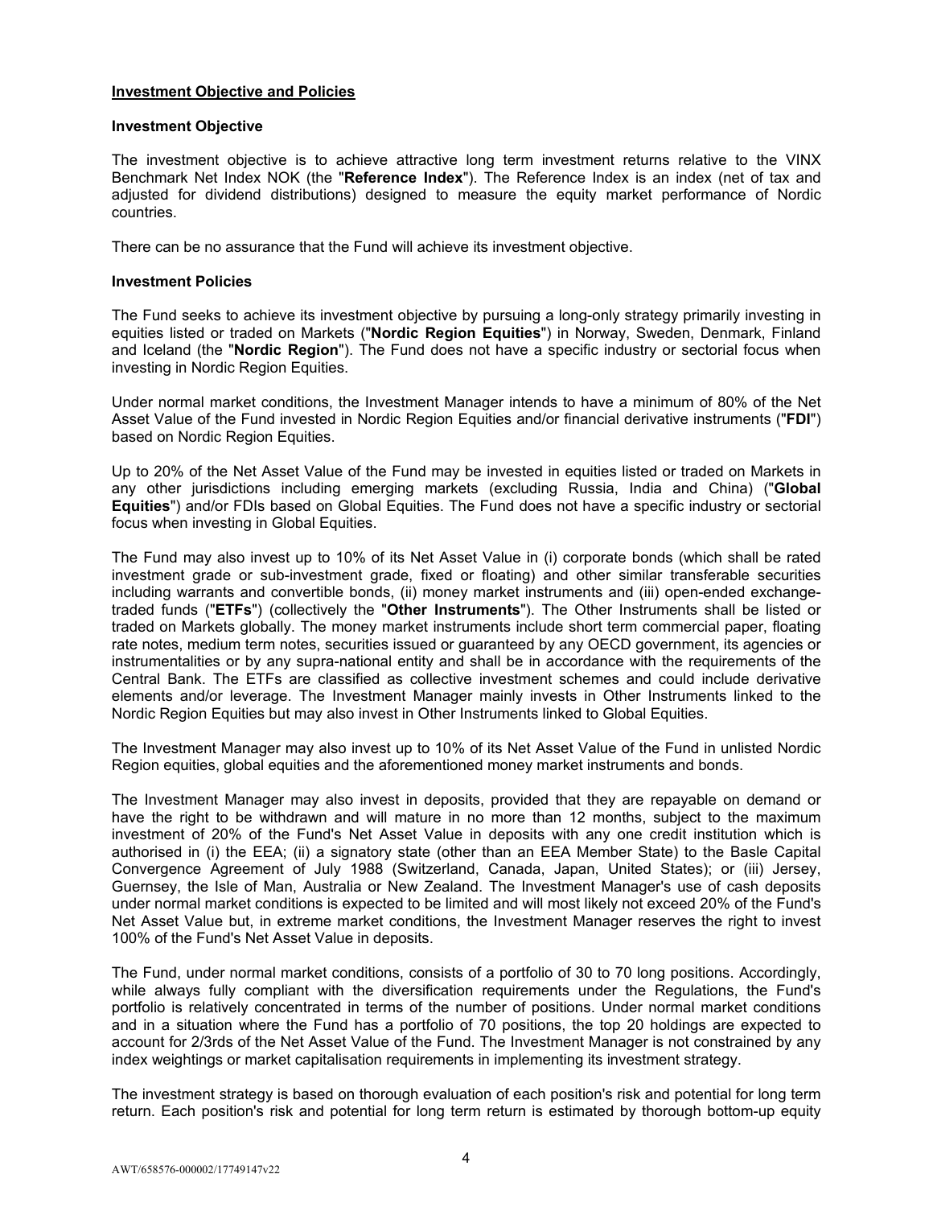## Investment Objective and Policies

### Investment Objective

The investment objective is to achieve attractive long term investment returns relative to the VINX Benchmark Net Index NOK (the "**Reference Index**"). The Reference Index is an index (net of tax and adjusted for dividend distributions) designed to measure the equity market performance of Nordic countries.

There can be no assurance that the Fund will achieve its investment objective.

### Investment Policies

The Fund seeks to achieve its investment objective by pursuing a long-only strategy primarily investing in equities listed or traded on Markets ("**Nordic Region Equities**") in Norway, Sweden, Denmark, Finland and Iceland (the "**Nordic Region**"). The Fund does not have a specific industry or sectorial focus when investing in Nordic Region Equities.

Under normal market conditions, the Investment Manager intends to have a minimum of 80% of the Net Asset Value of the Fund invested in Nordic Region Equities and/or financial derivative instruments ("**FDI**") based on Nordic Region Equities.

Up to 20% of the Net Asset Value of the Fund may be invested in equities listed or traded on Markets in any other jurisdictions including emerging markets (excluding Russia, India and China) ("**Global Equities**") and/or FDIs based on Global Equities. The Fund does not have a specific industry or sectorial focus when investing in Global Equities.

The Fund may also invest up to 10% of its Net Asset Value in (i) corporate bonds (which shall be rated investment grade or sub-investment grade, fixed or floating) and other similar transferable securities including warrants and convertible bonds, (ii) money market instruments and (iii) open-ended exchange-traded funds ("**ETFs**") (collectively the "**Other Instruments**"). The Other Instruments shall be listed or traded on Markets globally. The money market instruments include short term commercial paper, floating rate notes, medium term notes, securities issued or guaranteed by any OECD government, its agencies or instrumentalities or by any supra-national entity and shall be in accordance with the requirements of the Central Bank. The ETFs are classified as collective investment schemes and could include derivative elements and/or leverage. The Investment Manager mainly invests in Other Instruments linked to the Nordic Region Equities but may also invest in Other Instruments linked to Global Equities.

The Investment Manager may also invest up to 10% of its Net Asset Value of the Fund in unlisted Nordic Region equities, global equities and the aforementioned money market instruments and bonds.

The Investment Manager may also invest in deposits, provided that they are repayable on demand or have the right to be withdrawn and will mature in no more than 12 months, subject to the maximum investment of 20% of the Fund's Net Asset Value in deposits with any one credit institution which is authorised in (i) the EEA; (ii) a signatory state (other than an EEA Member State) to the Basle Capital Convergence Agreement of July 1988 (Switzerland, Canada, Japan, United States); or (iii) Jersey, Guernsey, the Isle of Man, Australia or New Zealand. The Investment Manager's use of cash deposits under normal market conditions is expected to be limited and will most likely not exceed 20% of the Fund's Net Asset Value but, in extreme market conditions, the Investment Manager reserves the right to invest 100% of the Fund's Net Asset Value in deposits.

The Fund, under normal market conditions, consists of a portfolio of 30 to 70 long positions. Accordingly, while always fully compliant with the diversification requirements under the Regulations, the Fund's portfolio is relatively concentrated in terms of the number of positions. Under normal market conditions and in a situation where the Fund has a portfolio of 70 positions, the top 20 holdings are expected to account for 2/3rds of the Net Asset Value of the Fund. The Investment Manager is not constrained by any index weightings or market capitalisation requirements in implementing its investment strategy.

The investment strategy is based on thorough evaluation of each position's risk and potential for long term return. Each position's risk and potential for long term return is estimated by thorough bottom-up equity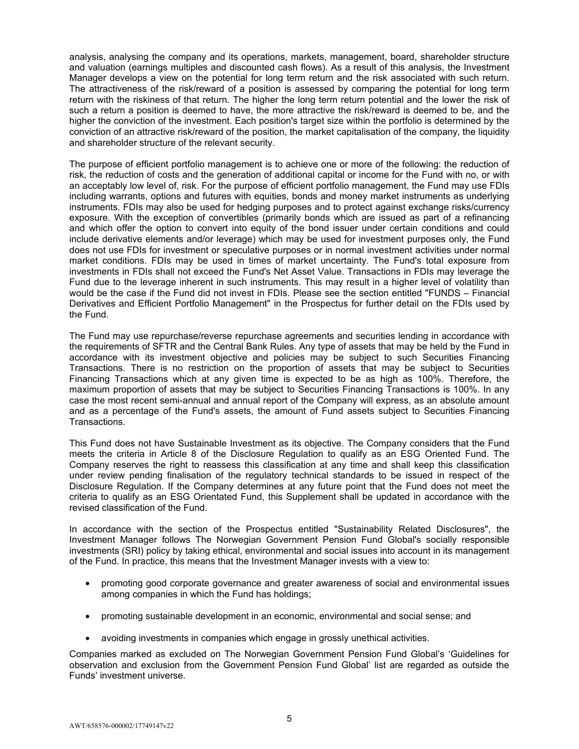analysis, analysing the company and its operations, markets, management, board, shareholder structure and valuation (earnings multiples and discounted cash flows). As a result of this analysis, the Investment Manager develops a view on the potential for long term return and the risk associated with such return. The attractiveness of the risk/reward of a position is assessed by comparing the potential for long term return with the riskiness of that return. The higher the long term return potential and the lower the risk of such a return a position is deemed to have, the more attractive the risk/reward is deemed to be, and the higher the conviction of the investment. Each position's target size within the portfolio is determined by the conviction of an attractive risk/reward of the position, the market capitalisation of the company, the liquidity and shareholder structure of the relevant security.

The purpose of efficient portfolio management is to achieve one or more of the following: the reduction of risk, the reduction of costs and the generation of additional capital or income for the Fund with no, or with an acceptably low level of, risk. For the purpose of efficient portfolio management, the Fund may use FDIs including warrants, options and futures with equities, bonds and money market instruments as underlying instruments. FDIs may also be used for hedging purposes and to protect against exchange risks/currency exposure. With the exception of convertibles (primarily bonds which are issued as part of a refinancing and which offer the option to convert into equity of the bond issuer under certain conditions and could include derivative elements and/or leverage) which may be used for investment purposes only, the Fund does not use FDIs for investment or speculative purposes or in normal investment activities under normal market conditions. FDIs may be used in times of market uncertainty. The Fund's total exposure from investments in FDIs shall not exceed the Fund's Net Asset Value. Transactions in FDIs may leverage the Fund due to the leverage inherent in such instruments. This may result in a higher level of volatility than would be the case if the Fund did not invest in FDIs. Please see the section entitled "FUNDS – Financial Derivatives and Efficient Portfolio Management" in the Prospectus for further detail on the FDIs used by the Fund.

The Fund may use repurchase/reverse repurchase agreements and securities lending in accordance with the requirements of SFTR and the Central Bank Rules. Any type of assets that may be held by the Fund in accordance with its investment objective and policies may be subject to such Securities Financing Transactions. There is no restriction on the proportion of assets that may be subject to Securities Financing Transactions which at any given time is expected to be as high as 100%. Therefore, the maximum proportion of assets that may be subject to Securities Financing Transactions is 100%. In any case the most recent semi-annual and annual report of the Company will express, as an absolute amount and as a percentage of the Fund's assets, the amount of Fund assets subject to Securities Financing Transactions.

This Fund does not have Sustainable Investment as its objective. The Company considers that the Fund meets the criteria in Article 8 of the Disclosure Regulation to qualify as an ESG Oriented Fund. The Company reserves the right to reassess this classification at any time and shall keep this classification under review pending finalisation of the regulatory technical standards to be issued in respect of the Disclosure Regulation. If the Company determines at any future point that the Fund does not meet the criteria to qualify as an ESG Orientated Fund, this Supplement shall be updated in accordance with the revised classification of the Fund.

In accordance with the section of the Prospectus entitled "Sustainability Related Disclosures", the Investment Manager follows The Norwegian Government Pension Fund Global's socially responsible investments (SRI) policy by taking ethical, environmental and social issues into account in its management of the Fund. In practice, this means that the Investment Manager invests with a view to:

- promoting good corporate governance and greater awareness of social and environmental issues among companies in which the Fund has holdings;
- promoting sustainable development in an economic, environmental and social sense; and
- avoiding investments in companies which engage in grossly unethical activities.

Companies marked as excluded on The Norwegian Government Pension Fund Global's 'Guidelines for observation and exclusion from the Government Pension Fund Global' list are regarded as outside the Funds' investment universe.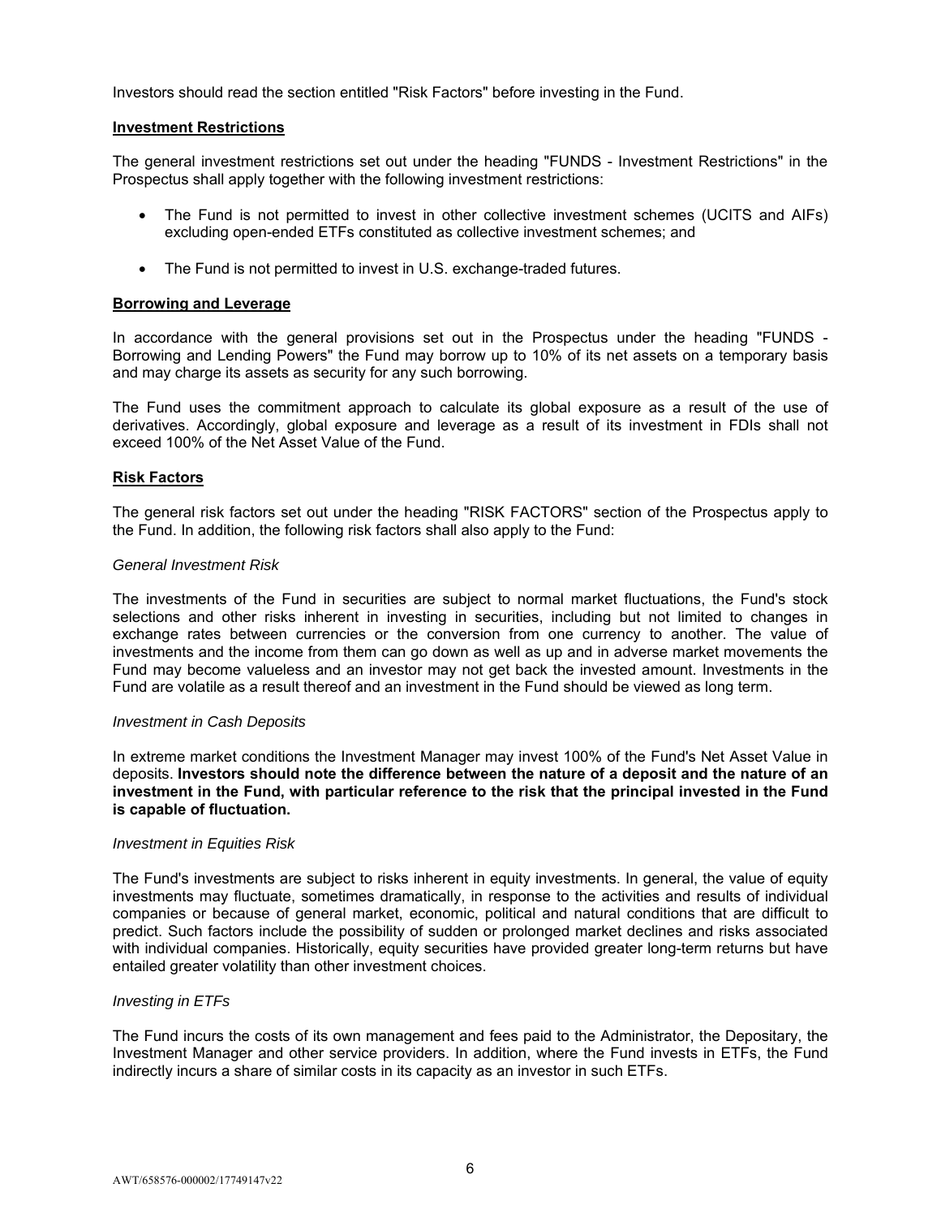Investors should read the section entitled "Risk Factors" before investing in the Fund.

## Investment Restrictions

The general investment restrictions set out under the heading "FUNDS - Investment Restrictions" in the Prospectus shall apply together with the following investment restrictions:

- The Fund is not permitted to invest in other collective investment schemes (UCITS and AIFs) excluding open-ended ETFs constituted as collective investment schemes; and
- The Fund is not permitted to invest in U.S. exchange-traded futures.

## Borrowing and Leverage

In accordance with the general provisions set out in the Prospectus under the heading "FUNDS - Borrowing and Lending Powers" the Fund may borrow up to 10% of its net assets on a temporary basis and may charge its assets as security for any such borrowing.

The Fund uses the commitment approach to calculate its global exposure as a result of the use of derivatives. Accordingly, global exposure and leverage as a result of its investment in FDIs shall not exceed 100% of the Net Asset Value of the Fund.

## Risk Factors

The general risk factors set out under the heading "RISK FACTORS" section of the Prospectus apply to the Fund. In addition, the following risk factors shall also apply to the Fund:

*General Investment Risk*

The investments of the Fund in securities are subject to normal market fluctuations, the Fund's stock selections and other risks inherent in investing in securities, including but not limited to changes in exchange rates between currencies or the conversion from one currency to another. The value of investments and the income from them can go down as well as up and in adverse market movements the Fund may become valueless and an investor may not get back the invested amount. Investments in the Fund are volatile as a result thereof and an investment in the Fund should be viewed as long term.

*Investment in Cash Deposits*

In extreme market conditions the Investment Manager may invest 100% of the Fund's Net Asset Value in deposits. **Investors should note the difference between the nature of a deposit and the nature of an investment in the Fund, with particular reference to the risk that the principal invested in the Fund is capable of fluctuation.**

*Investment in Equities Risk*

The Fund's investments are subject to risks inherent in equity investments. In general, the value of equity investments may fluctuate, sometimes dramatically, in response to the activities and results of individual companies or because of general market, economic, political and natural conditions that are difficult to predict. Such factors include the possibility of sudden or prolonged market declines and risks associated with individual companies. Historically, equity securities have provided greater long-term returns but have entailed greater volatility than other investment choices.

*Investing in ETFs*

The Fund incurs the costs of its own management and fees paid to the Administrator, the Depositary, the Investment Manager and other service providers. In addition, where the Fund invests in ETFs, the Fund indirectly incurs a share of similar costs in its capacity as an investor in such ETFs.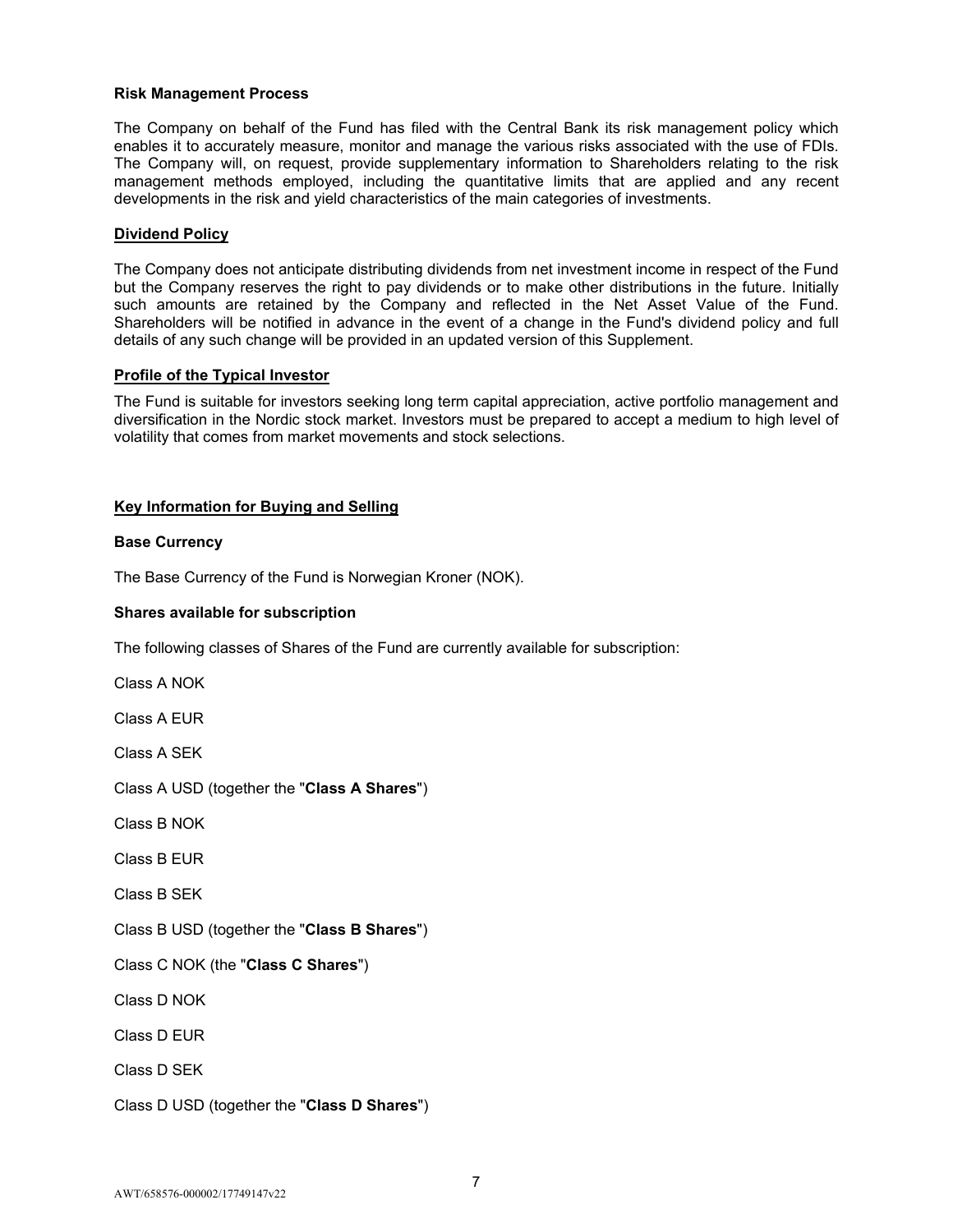**Risk Management Process**

The Company on behalf of the Fund has filed with the Central Bank its risk management policy which enables it to accurately measure, monitor and manage the various risks associated with the use of FDIs. The Company will, on request, provide supplementary information to Shareholders relating to the risk management methods employed, including the quantitative limits that are applied and any recent developments in the risk and yield characteristics of the main categories of investments.

## Dividend Policy

The Company does not anticipate distributing dividends from net investment income in respect of the Fund but the Company reserves the right to pay dividends or to make other distributions in the future. Initially such amounts are retained by the Company and reflected in the Net Asset Value of the Fund. Shareholders will be notified in advance in the event of a change in the Fund's dividend policy and full details of any such change will be provided in an updated version of this Supplement.

## Profile of the Typical Investor

The Fund is suitable for investors seeking long term capital appreciation, active portfolio management and diversification in the Nordic stock market. Investors must be prepared to accept a medium to high level of volatility that comes from market movements and stock selections.

## Key Information for Buying and Selling

**Base Currency**

The Base Currency of the Fund is Norwegian Kroner (NOK).

**Shares available for subscription**

The following classes of Shares of the Fund are currently available for subscription:

Class A NOK

Class A EUR

Class A SEK

Class A USD (together the "**Class A Shares**")

Class B NOK

Class B EUR

Class B SEK

Class B USD (together the "**Class B Shares**")

Class C NOK (the "**Class C Shares**")

Class D NOK

Class D EUR

Class D SEK

Class D USD (together the "**Class D Shares**")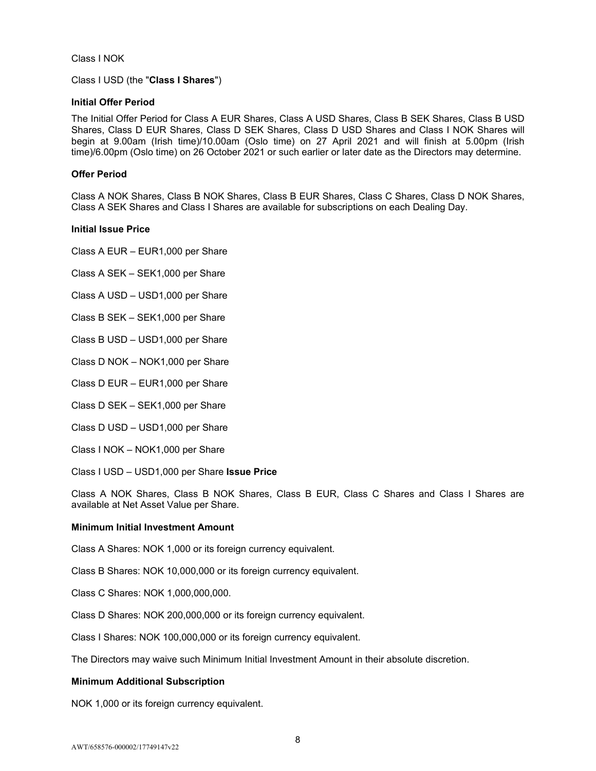Class I NOK

Class I USD (the "**Class I Shares**")

**Initial Offer Period**

The Initial Offer Period for Class A EUR Shares, Class A USD Shares, Class B SEK Shares, Class B USD Shares, Class D EUR Shares, Class D SEK Shares, Class D USD Shares and Class I NOK Shares will begin at 9.00am (Irish time)/10.00am (Oslo time) on 27 April 2021 and will finish at 5.00pm (Irish time)/6.00pm (Oslo time) on 26 October 2021 or such earlier or later date as the Directors may determine.

**Offer Period**

Class A NOK Shares, Class B NOK Shares, Class B EUR Shares, Class C Shares, Class D NOK Shares, Class A SEK Shares and Class I Shares are available for subscriptions on each Dealing Day.

**Initial Issue Price**

Class A EUR – EUR1,000 per Share

Class A SEK – SEK1,000 per Share

Class A USD – USD1,000 per Share

Class B SEK – SEK1,000 per Share

Class B USD – USD1,000 per Share

Class D NOK – NOK1,000 per Share

Class D EUR – EUR1,000 per Share

Class D SEK – SEK1,000 per Share

Class D USD – USD1,000 per Share

Class I NOK – NOK1,000 per Share

Class I USD – USD1,000 per Share **Issue Price**

Class A NOK Shares, Class B NOK Shares, Class B EUR, Class C Shares and Class I Shares are available at Net Asset Value per Share.

**Minimum Initial Investment Amount**

Class A Shares: NOK 1,000 or its foreign currency equivalent.

Class B Shares: NOK 10,000,000 or its foreign currency equivalent.

Class C Shares: NOK 1,000,000,000.

Class D Shares: NOK 200,000,000 or its foreign currency equivalent.

Class I Shares: NOK 100,000,000 or its foreign currency equivalent.

The Directors may waive such Minimum Initial Investment Amount in their absolute discretion.

**Minimum Additional Subscription**

NOK 1,000 or its foreign currency equivalent.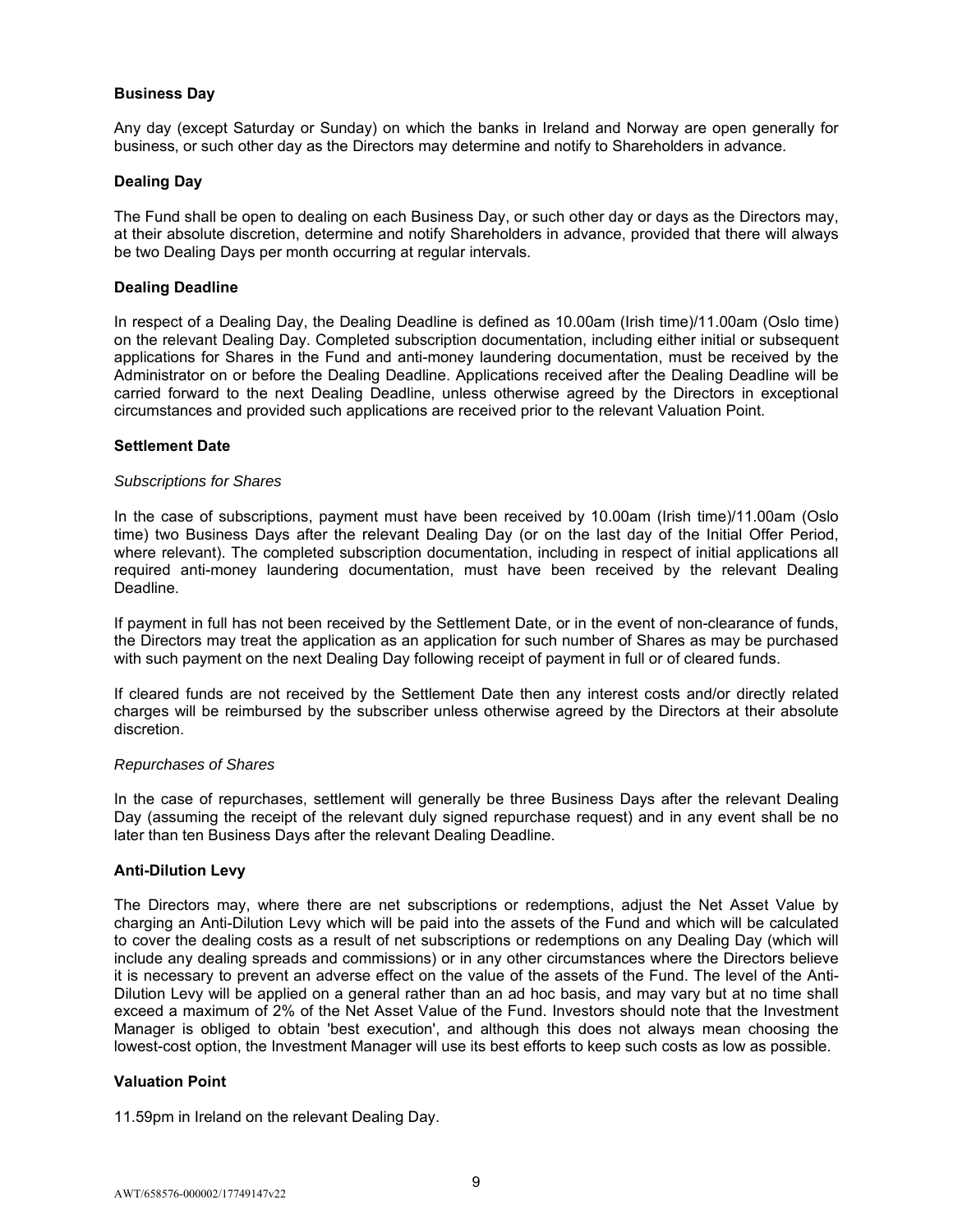### Business Day

Any day (except Saturday or Sunday) on which the banks in Ireland and Norway are open generally for business, or such other day as the Directors may determine and notify to Shareholders in advance.

### Dealing Day

The Fund shall be open to dealing on each Business Day, or such other day or days as the Directors may, at their absolute discretion, determine and notify Shareholders in advance, provided that there will always be two Dealing Days per month occurring at regular intervals.

### Dealing Deadline

In respect of a Dealing Day, the Dealing Deadline is defined as 10.00am (Irish time)/11.00am (Oslo time) on the relevant Dealing Day. Completed subscription documentation, including either initial or subsequent applications for Shares in the Fund and anti-money laundering documentation, must be received by the Administrator on or before the Dealing Deadline. Applications received after the Dealing Deadline will be carried forward to the next Dealing Deadline, unless otherwise agreed by the Directors in exceptional circumstances and provided such applications are received prior to the relevant Valuation Point.

### Settlement Date

*Subscriptions for Shares*

In the case of subscriptions, payment must have been received by 10.00am (Irish time)/11.00am (Oslo time) two Business Days after the relevant Dealing Day (or on the last day of the Initial Offer Period, where relevant). The completed subscription documentation, including in respect of initial applications all required anti-money laundering documentation, must have been received by the relevant Dealing Deadline.

If payment in full has not been received by the Settlement Date, or in the event of non-clearance of funds, the Directors may treat the application as an application for such number of Shares as may be purchased with such payment on the next Dealing Day following receipt of payment in full or of cleared funds.

If cleared funds are not received by the Settlement Date then any interest costs and/or directly related charges will be reimbursed by the subscriber unless otherwise agreed by the Directors at their absolute discretion.

*Repurchases of Shares*

In the case of repurchases, settlement will generally be three Business Days after the relevant Dealing Day (assuming the receipt of the relevant duly signed repurchase request) and in any event shall be no later than ten Business Days after the relevant Dealing Deadline.

### Anti-Dilution Levy

The Directors may, where there are net subscriptions or redemptions, adjust the Net Asset Value by charging an Anti-Dilution Levy which will be paid into the assets of the Fund and which will be calculated to cover the dealing costs as a result of net subscriptions or redemptions on any Dealing Day (which will include any dealing spreads and commissions) or in any other circumstances where the Directors believe it is necessary to prevent an adverse effect on the value of the assets of the Fund. The level of the Anti-Dilution Levy will be applied on a general rather than an ad hoc basis, and may vary but at no time shall exceed a maximum of 2% of the Net Asset Value of the Fund. Investors should note that the Investment Manager is obliged to obtain 'best execution', and although this does not always mean choosing the lowest-cost option, the Investment Manager will use its best efforts to keep such costs as low as possible.

### Valuation Point

11.59pm in Ireland on the relevant Dealing Day.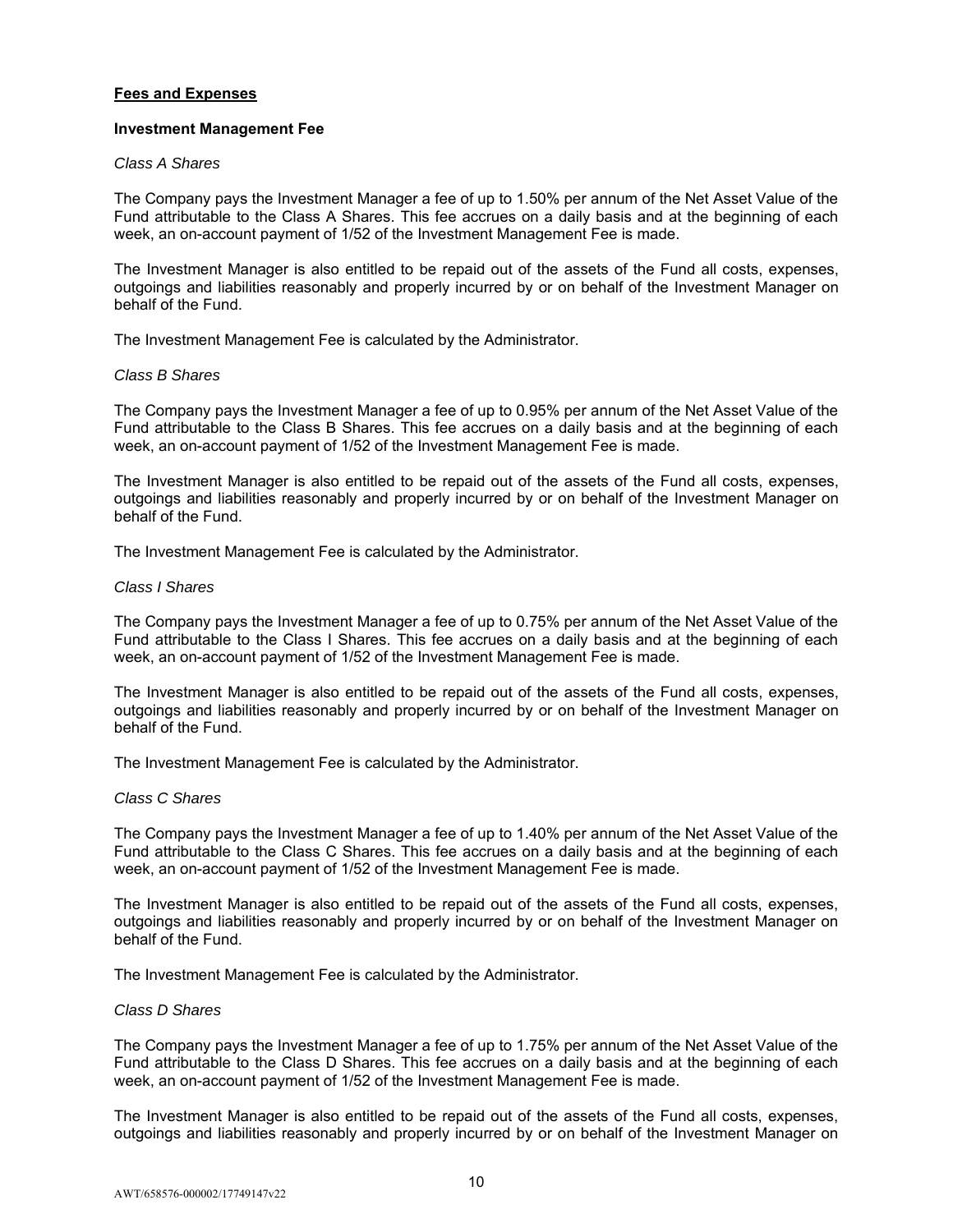## Fees and Expenses

### Investment Management Fee

*Class A Shares*

The Company pays the Investment Manager a fee of up to 1.50% per annum of the Net Asset Value of the Fund attributable to the Class A Shares. This fee accrues on a daily basis and at the beginning of each week, an on-account payment of 1/52 of the Investment Management Fee is made.

The Investment Manager is also entitled to be repaid out of the assets of the Fund all costs, expenses, outgoings and liabilities reasonably and properly incurred by or on behalf of the Investment Manager on behalf of the Fund.

The Investment Management Fee is calculated by the Administrator.

*Class B Shares*

The Company pays the Investment Manager a fee of up to 0.95% per annum of the Net Asset Value of the Fund attributable to the Class B Shares. This fee accrues on a daily basis and at the beginning of each week, an on-account payment of 1/52 of the Investment Management Fee is made.

The Investment Manager is also entitled to be repaid out of the assets of the Fund all costs, expenses, outgoings and liabilities reasonably and properly incurred by or on behalf of the Investment Manager on behalf of the Fund.

The Investment Management Fee is calculated by the Administrator.

*Class I Shares*

The Company pays the Investment Manager a fee of up to 0.75% per annum of the Net Asset Value of the Fund attributable to the Class I Shares. This fee accrues on a daily basis and at the beginning of each week, an on-account payment of 1/52 of the Investment Management Fee is made.

The Investment Manager is also entitled to be repaid out of the assets of the Fund all costs, expenses, outgoings and liabilities reasonably and properly incurred by or on behalf of the Investment Manager on behalf of the Fund.

The Investment Management Fee is calculated by the Administrator.

*Class C Shares*

The Company pays the Investment Manager a fee of up to 1.40% per annum of the Net Asset Value of the Fund attributable to the Class C Shares. This fee accrues on a daily basis and at the beginning of each week, an on-account payment of 1/52 of the Investment Management Fee is made.

The Investment Manager is also entitled to be repaid out of the assets of the Fund all costs, expenses, outgoings and liabilities reasonably and properly incurred by or on behalf of the Investment Manager on behalf of the Fund.

The Investment Management Fee is calculated by the Administrator.

*Class D Shares*

The Company pays the Investment Manager a fee of up to 1.75% per annum of the Net Asset Value of the Fund attributable to the Class D Shares. This fee accrues on a daily basis and at the beginning of each week, an on-account payment of 1/52 of the Investment Management Fee is made.

The Investment Manager is also entitled to be repaid out of the assets of the Fund all costs, expenses, outgoings and liabilities reasonably and properly incurred by or on behalf of the Investment Manager on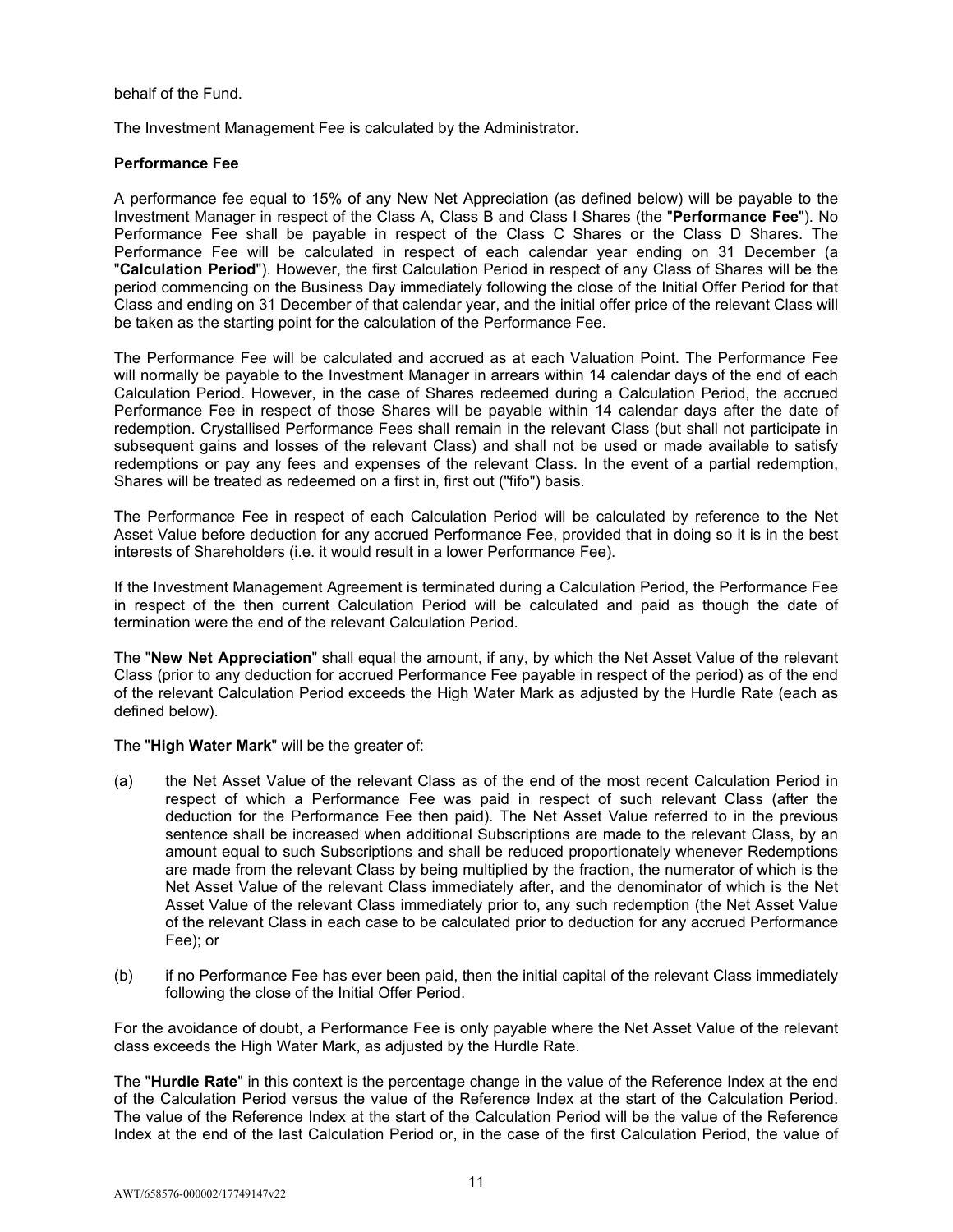behalf of the Fund.

The Investment Management Fee is calculated by the Administrator.

**Performance Fee**

A performance fee equal to 15% of any New Net Appreciation (as defined below) will be payable to the Investment Manager in respect of the Class A, Class B and Class I Shares (the "**Performance Fee**"). No Performance Fee shall be payable in respect of the Class C Shares or the Class D Shares. The Performance Fee will be calculated in respect of each calendar year ending on 31 December (a "**Calculation Period**"). However, the first Calculation Period in respect of any Class of Shares will be the period commencing on the Business Day immediately following the close of the Initial Offer Period for that Class and ending on 31 December of that calendar year, and the initial offer price of the relevant Class will be taken as the starting point for the calculation of the Performance Fee.

The Performance Fee will be calculated and accrued as at each Valuation Point. The Performance Fee will normally be payable to the Investment Manager in arrears within 14 calendar days of the end of each Calculation Period. However, in the case of Shares redeemed during a Calculation Period, the accrued Performance Fee in respect of those Shares will be payable within 14 calendar days after the date of redemption. Crystallised Performance Fees shall remain in the relevant Class (but shall not participate in subsequent gains and losses of the relevant Class) and shall not be used or made available to satisfy redemptions or pay any fees and expenses of the relevant Class. In the event of a partial redemption, Shares will be treated as redeemed on a first in, first out ("fifo") basis.

The Performance Fee in respect of each Calculation Period will be calculated by reference to the Net Asset Value before deduction for any accrued Performance Fee, provided that in doing so it is in the best interests of Shareholders (i.e. it would result in a lower Performance Fee).

If the Investment Management Agreement is terminated during a Calculation Period, the Performance Fee in respect of the then current Calculation Period will be calculated and paid as though the date of termination were the end of the relevant Calculation Period.

The "**New Net Appreciation**" shall equal the amount, if any, by which the Net Asset Value of the relevant Class (prior to any deduction for accrued Performance Fee payable in respect of the period) as of the end of the relevant Calculation Period exceeds the High Water Mark as adjusted by the Hurdle Rate (each as defined below).

The "**High Water Mark**" will be the greater of:

(a) the Net Asset Value of the relevant Class as of the end of the most recent Calculation Period in respect of which a Performance Fee was paid in respect of such relevant Class (after the deduction for the Performance Fee then paid). The Net Asset Value referred to in the previous sentence shall be increased when additional Subscriptions are made to the relevant Class, by an amount equal to such Subscriptions and shall be reduced proportionately whenever Redemptions are made from the relevant Class by being multiplied by the fraction, the numerator of which is the Net Asset Value of the relevant Class immediately after, and the denominator of which is the Net Asset Value of the relevant Class immediately prior to, any such redemption (the Net Asset Value of the relevant Class in each case to be calculated prior to deduction for any accrued Performance Fee); or

(b) if no Performance Fee has ever been paid, then the initial capital of the relevant Class immediately following the close of the Initial Offer Period.

For the avoidance of doubt, a Performance Fee is only payable where the Net Asset Value of the relevant class exceeds the High Water Mark, as adjusted by the Hurdle Rate.

The "**Hurdle Rate**" in this context is the percentage change in the value of the Reference Index at the end of the Calculation Period versus the value of the Reference Index at the start of the Calculation Period. The value of the Reference Index at the start of the Calculation Period will be the value of the Reference Index at the end of the last Calculation Period or, in the case of the first Calculation Period, the value of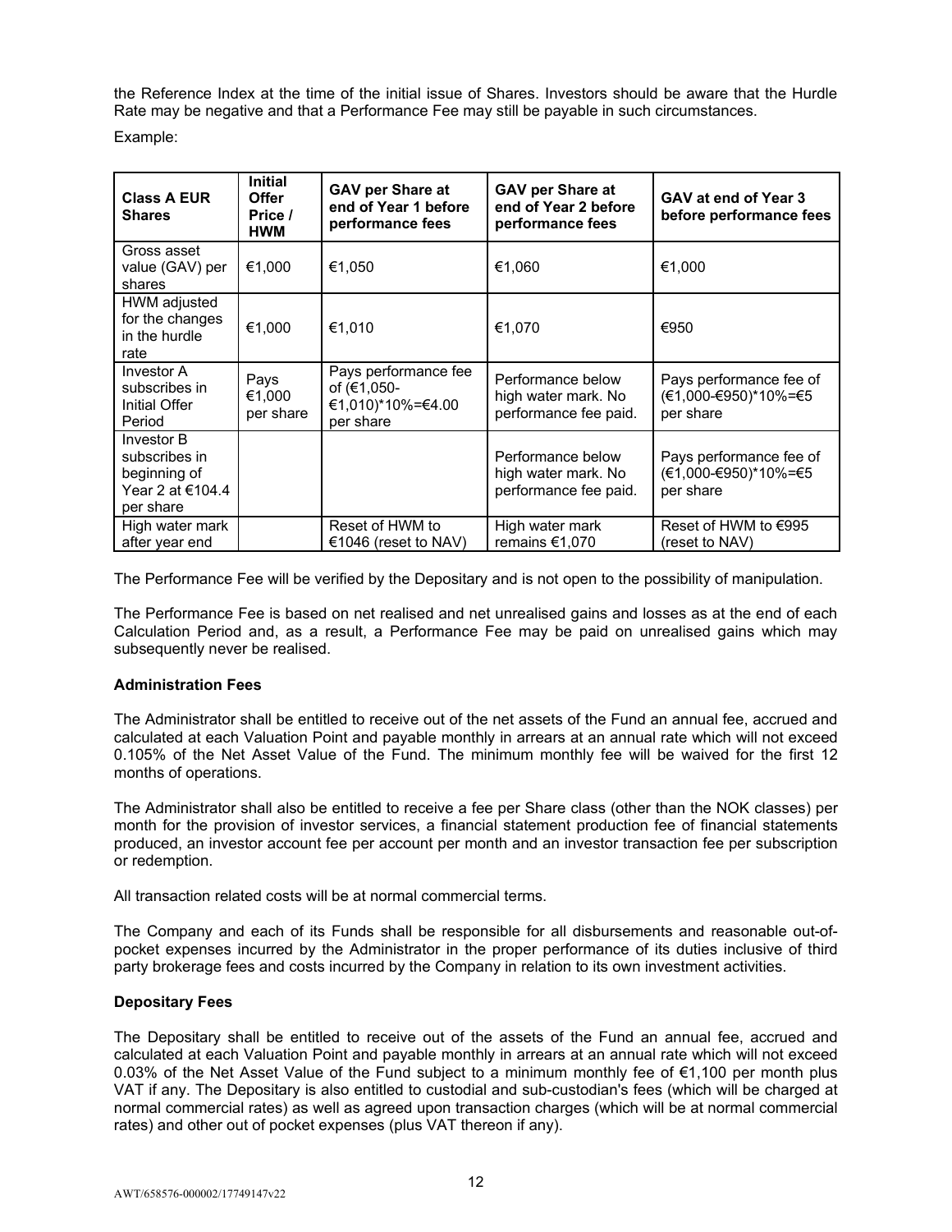the Reference Index at the time of the initial issue of Shares. Investors should be aware that the Hurdle Rate may be negative and that a Performance Fee may still be payable in such circumstances.

Example:

| Class A EUR Shares | Initial Offer Price / HWM | GAV per Share at end of Year 1 before performance fees | GAV per Share at end of Year 2 before performance fees | GAV at end of Year 3 before performance fees |
|---|---|---|---|---|
| Gross asset value (GAV) per shares | €1,000 | €1,050 | €1,060 | €1,000 |
| HWM adjusted for the changes in the hurdle rate | €1,000 | €1,010 | €1,070 | €950 |
| Investor A subscribes in Initial Offer Period | Pays €1,000 per share | Pays performance fee of (€1,050-€1,010)*10%=€4.00 per share | Performance below high water mark. No performance fee paid. | Pays performance fee of (€1,000-€950)*10%=€5 per share |
| Investor B subscribes in beginning of Year 2 at €104.4 per share | | | Performance below high water mark. No performance fee paid. | Pays performance fee of (€1,000-€950)*10%=€5 per share |
| High water mark after year end | | Reset of HWM to €1046 (reset to NAV) | High water mark remains €1,070 | Reset of HWM to €995 (reset to NAV) |

The Performance Fee will be verified by the Depositary and is not open to the possibility of manipulation.

The Performance Fee is based on net realised and net unrealised gains and losses as at the end of each Calculation Period and, as a result, a Performance Fee may be paid on unrealised gains which may subsequently never be realised.

**Administration Fees**

The Administrator shall be entitled to receive out of the net assets of the Fund an annual fee, accrued and calculated at each Valuation Point and payable monthly in arrears at an annual rate which will not exceed 0.105% of the Net Asset Value of the Fund. The minimum monthly fee will be waived for the first 12 months of operations.

The Administrator shall also be entitled to receive a fee per Share class (other than the NOK classes) per month for the provision of investor services, a financial statement production fee of financial statements produced, an investor account fee per account per month and an investor transaction fee per subscription or redemption.

All transaction related costs will be at normal commercial terms.

The Company and each of its Funds shall be responsible for all disbursements and reasonable out-of-pocket expenses incurred by the Administrator in the proper performance of its duties inclusive of third party brokerage fees and costs incurred by the Company in relation to its own investment activities.

**Depositary Fees**

The Depositary shall be entitled to receive out of the assets of the Fund an annual fee, accrued and calculated at each Valuation Point and payable monthly in arrears at an annual rate which will not exceed 0.03% of the Net Asset Value of the Fund subject to a minimum monthly fee of €1,100 per month plus VAT if any. The Depositary is also entitled to custodial and sub-custodian's fees (which will be charged at normal commercial rates) as well as agreed upon transaction charges (which will be at normal commercial rates) and other out of pocket expenses (plus VAT thereon if any).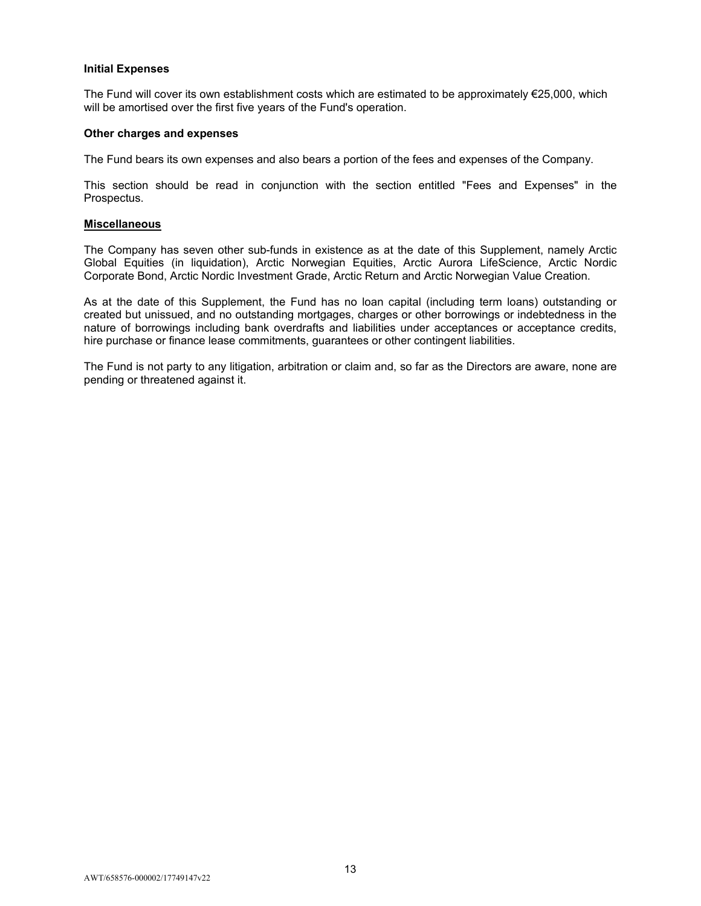**Initial Expenses**

The Fund will cover its own establishment costs which are estimated to be approximately €25,000, which will be amortised over the first five years of the Fund's operation.

**Other charges and expenses**

The Fund bears its own expenses and also bears a portion of the fees and expenses of the Company.

This section should be read in conjunction with the section entitled "Fees and Expenses" in the Prospectus.

**Miscellaneous**

The Company has seven other sub-funds in existence as at the date of this Supplement, namely Arctic Global Equities (in liquidation), Arctic Norwegian Equities, Arctic Aurora LifeScience, Arctic Nordic Corporate Bond, Arctic Nordic Investment Grade, Arctic Return and Arctic Norwegian Value Creation.

As at the date of this Supplement, the Fund has no loan capital (including term loans) outstanding or created but unissued, and no outstanding mortgages, charges or other borrowings or indebtedness in the nature of borrowings including bank overdrafts and liabilities under acceptances or acceptance credits, hire purchase or finance lease commitments, guarantees or other contingent liabilities.

The Fund is not party to any litigation, arbitration or claim and, so far as the Directors are aware, none are pending or threatened against it.

AWT/658576-000002/17749147v22